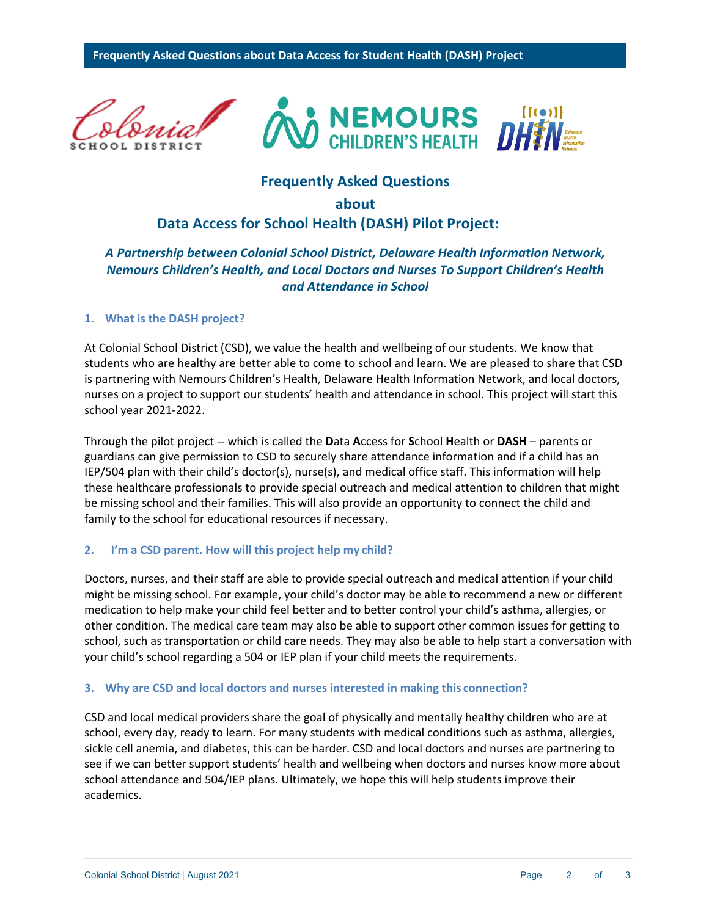# Frequently Asked Questions
# about
# Data Access for School Health (DASH) Pilot Project:

***A Partnership between Colonial School District, Delaware Health Information Network, Nemours Children's Health, and Local Doctors and Nurses To Support Children's Health and Attendance in School***

### 1. What is the DASH project?

At Colonial School District (CSD), we value the health and wellbeing of our students. We know that students who are healthy are better able to come to school and learn. We are pleased to share that CSD is partnering with Nemours Children's Health, Delaware Health Information Network, and local doctors, nurses on a project to support our students' health and attendance in school. This project will start this school year 2021-2022.

Through the pilot project -- which is called the **D**ata **A**ccess for **S**chool **H**ealth or **DASH** – parents or guardians can give permission to CSD to securely share attendance information and if a child has an IEP/504 plan with their child's doctor(s), nurse(s), and medical office staff. This information will help these healthcare professionals to provide special outreach and medical attention to children that might be missing school and their families. This will also provide an opportunity to connect the child and family to the school for educational resources if necessary.

### 2. I'm a CSD parent. How will this project help my child?

Doctors, nurses, and their staff are able to provide special outreach and medical attention if your child might be missing school. For example, your child's doctor may be able to recommend a new or different medication to help make your child feel better and to better control your child's asthma, allergies, or other condition. The medical care team may also be able to support other common issues for getting to school, such as transportation or child care needs. They may also be able to help start a conversation with your child's school regarding a 504 or IEP plan if your child meets the requirements.

### 3. Why are CSD and local doctors and nurses interested in making this connection?

CSD and local medical providers share the goal of physically and mentally healthy children who are at school, every day, ready to learn. For many students with medical conditions such as asthma, allergies, sickle cell anemia, and diabetes, this can be harder. CSD and local doctors and nurses are partnering to see if we can better support students' health and wellbeing when doctors and nurses know more about school attendance and 504/IEP plans. Ultimately, we hope this will help students improve their academics.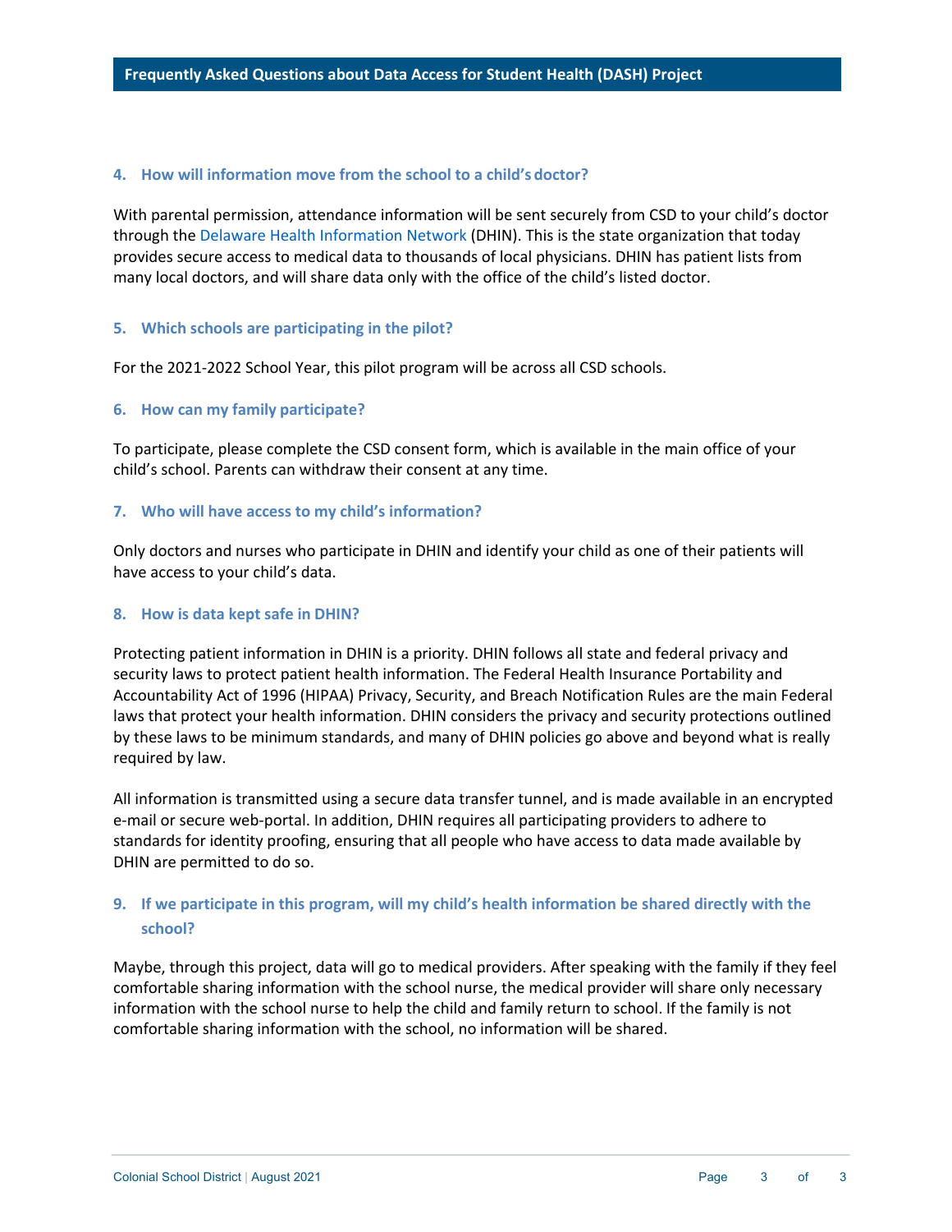### 4. How will information move from the school to a child's doctor?

With parental permission, attendance information will be sent securely from CSD to your child's doctor through the Delaware Health Information Network (DHIN). This is the state organization that today provides secure access to medical data to thousands of local physicians. DHIN has patient lists from many local doctors, and will share data only with the office of the child's listed doctor.

### 5. Which schools are participating in the pilot?

For the 2021-2022 School Year, this pilot program will be across all CSD schools.

### 6. How can my family participate?

To participate, please complete the CSD consent form, which is available in the main office of your child's school. Parents can withdraw their consent at any time.

### 7. Who will have access to my child's information?

Only doctors and nurses who participate in DHIN and identify your child as one of their patients will have access to your child's data.

### 8. How is data kept safe in DHIN?

Protecting patient information in DHIN is a priority. DHIN follows all state and federal privacy and security laws to protect patient health information. The Federal Health Insurance Portability and Accountability Act of 1996 (HIPAA) Privacy, Security, and Breach Notification Rules are the main Federal laws that protect your health information. DHIN considers the privacy and security protections outlined by these laws to be minimum standards, and many of DHIN policies go above and beyond what is really required by law.

All information is transmitted using a secure data transfer tunnel, and is made available in an encrypted e-mail or secure web-portal. In addition, DHIN requires all participating providers to adhere to standards for identity proofing, ensuring that all people who have access to data made available by DHIN are permitted to do so.

### 9. If we participate in this program, will my child's health information be shared directly with the school?

Maybe, through this project, data will go to medical providers. After speaking with the family if they feel comfortable sharing information with the school nurse, the medical provider will share only necessary information with the school nurse to help the child and family return to school. If the family is not comfortable sharing information with the school, no information will be shared.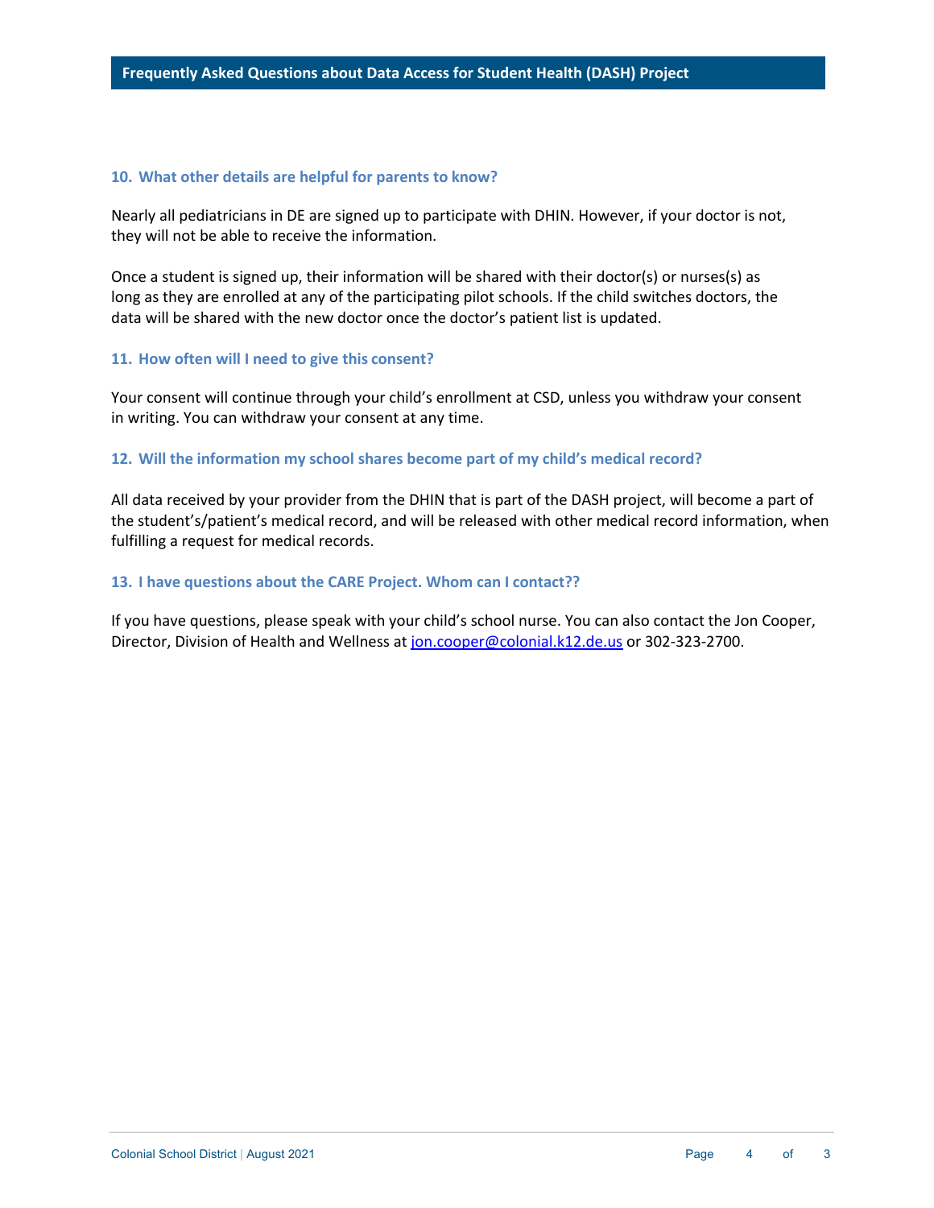### 10. What other details are helpful for parents to know?

Nearly all pediatricians in DE are signed up to participate with DHIN. However, if your doctor is not, they will not be able to receive the information.

Once a student is signed up, their information will be shared with their doctor(s) or nurses(s) as long as they are enrolled at any of the participating pilot schools. If the child switches doctors, the data will be shared with the new doctor once the doctor's patient list is updated.

### 11. How often will I need to give this consent?

Your consent will continue through your child's enrollment at CSD, unless you withdraw your consent in writing. You can withdraw your consent at any time.

### 12. Will the information my school shares become part of my child's medical record?

All data received by your provider from the DHIN that is part of the DASH project, will become a part of the student's/patient's medical record, and will be released with other medical record information, when fulfilling a request for medical records.

### 13. I have questions about the CARE Project. Whom can I contact??

If you have questions, please speak with your child's school nurse. You can also contact the Jon Cooper, Director, Division of Health and Wellness at jon.cooper@colonial.k12.de.us or 302-323-2700.